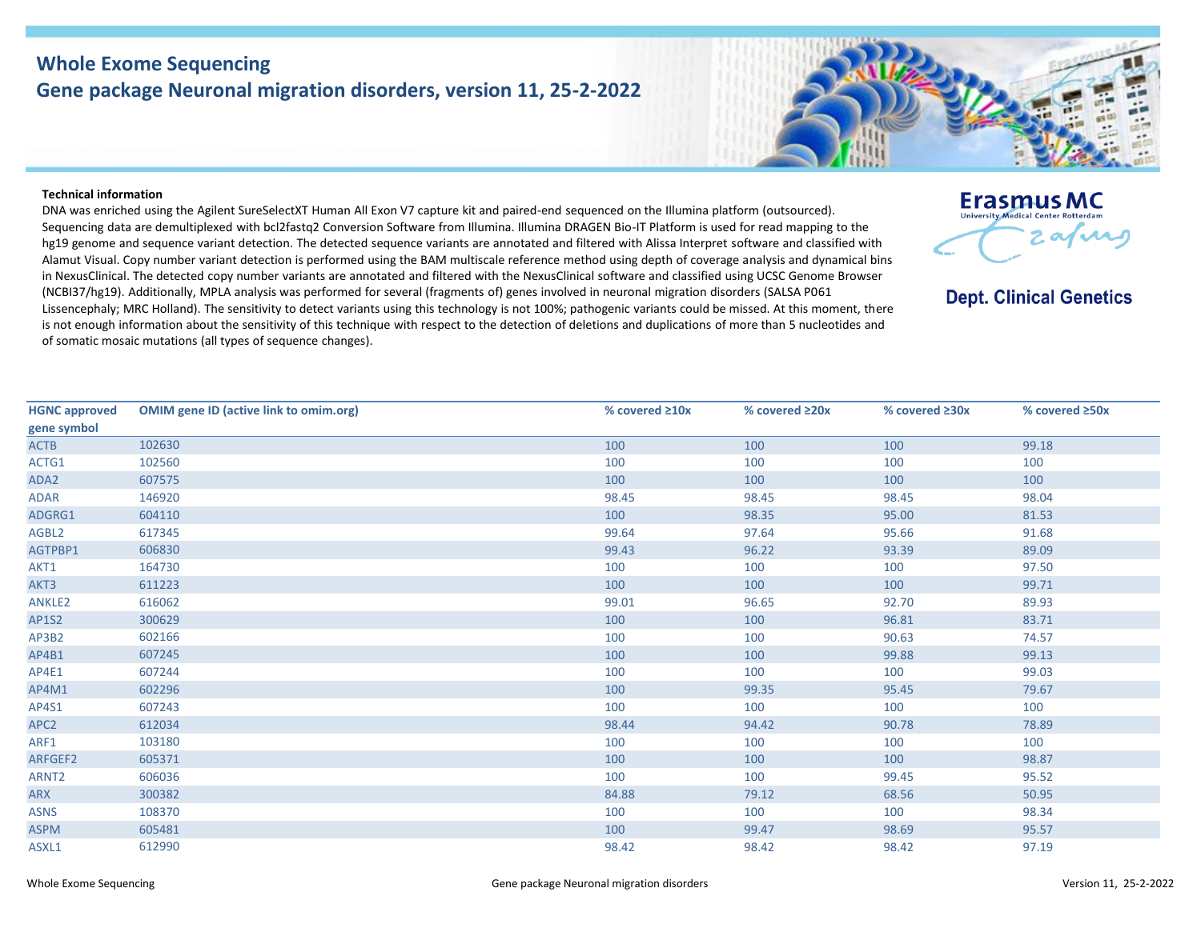# Whole Exome Sequencing

## Gene package Neuronal migration disorders, version 11, 25-2-2022

Erasmus MC
University Medical Center Rotterdam

**Dept. Clinical Genetics**

**Technical information**

DNA was enriched using the Agilent SureSelectXT Human All Exon V7 capture kit and paired-end sequenced on the Illumina platform (outsourced). Sequencing data are demultiplexed with bcl2fastq2 Conversion Software from Illumina. Illumina DRAGEN Bio-IT Platform is used for read mapping to the hg19 genome and sequence variant detection. The detected sequence variants are annotated and filtered with Alissa Interpret software and classified with Alamut Visual. Copy number variant detection is performed using the BAM multiscale reference method using depth of coverage analysis and dynamical bins in NexusClinical. The detected copy number variants are annotated and filtered with the NexusClinical software and classified using UCSC Genome Browser (NCBI37/hg19). Additionally, MPLA analysis was performed for several (fragments of) genes involved in neuronal migration disorders (SALSA P061 Lissencephaly; MRC Holland). The sensitivity to detect variants using this technology is not 100%; pathogenic variants could be missed. At this moment, there is not enough information about the sensitivity of this technique with respect to the detection of deletions and duplications of more than 5 nucleotides and of somatic mosaic mutations (all types of sequence changes).

| HGNC approved gene symbol | OMIM gene ID (active link to omim.org) | % covered ≥10x | % covered ≥20x | % covered ≥30x | % covered ≥50x |
|---|---|---|---|---|---|
| ACTB | 102630 | 100 | 100 | 100 | 99.18 |
| ACTG1 | 102560 | 100 | 100 | 100 | 100 |
| ADA2 | 607575 | 100 | 100 | 100 | 100 |
| ADAR | 146920 | 98.45 | 98.45 | 98.45 | 98.04 |
| ADGRG1 | 604110 | 100 | 98.35 | 95.00 | 81.53 |
| AGBL2 | 617345 | 99.64 | 97.64 | 95.66 | 91.68 |
| AGTPBP1 | 606830 | 99.43 | 96.22 | 93.39 | 89.09 |
| AKT1 | 164730 | 100 | 100 | 100 | 97.50 |
| AKT3 | 611223 | 100 | 100 | 100 | 99.71 |
| ANKLE2 | 616062 | 99.01 | 96.65 | 92.70 | 89.93 |
| AP1S2 | 300629 | 100 | 100 | 96.81 | 83.71 |
| AP3B2 | 602166 | 100 | 100 | 90.63 | 74.57 |
| AP4B1 | 607245 | 100 | 100 | 99.88 | 99.13 |
| AP4E1 | 607244 | 100 | 100 | 100 | 99.03 |
| AP4M1 | 602296 | 100 | 99.35 | 95.45 | 79.67 |
| AP4S1 | 607243 | 100 | 100 | 100 | 100 |
| APC2 | 612034 | 98.44 | 94.42 | 90.78 | 78.89 |
| ARF1 | 103180 | 100 | 100 | 100 | 100 |
| ARFGEF2 | 605371 | 100 | 100 | 100 | 98.87 |
| ARNT2 | 606036 | 100 | 100 | 99.45 | 95.52 |
| ARX | 300382 | 84.88 | 79.12 | 68.56 | 50.95 |
| ASNS | 108370 | 100 | 100 | 100 | 98.34 |
| ASPM | 605481 | 100 | 99.47 | 98.69 | 95.57 |
| ASXL1 | 612990 | 98.42 | 98.42 | 98.42 | 97.19 |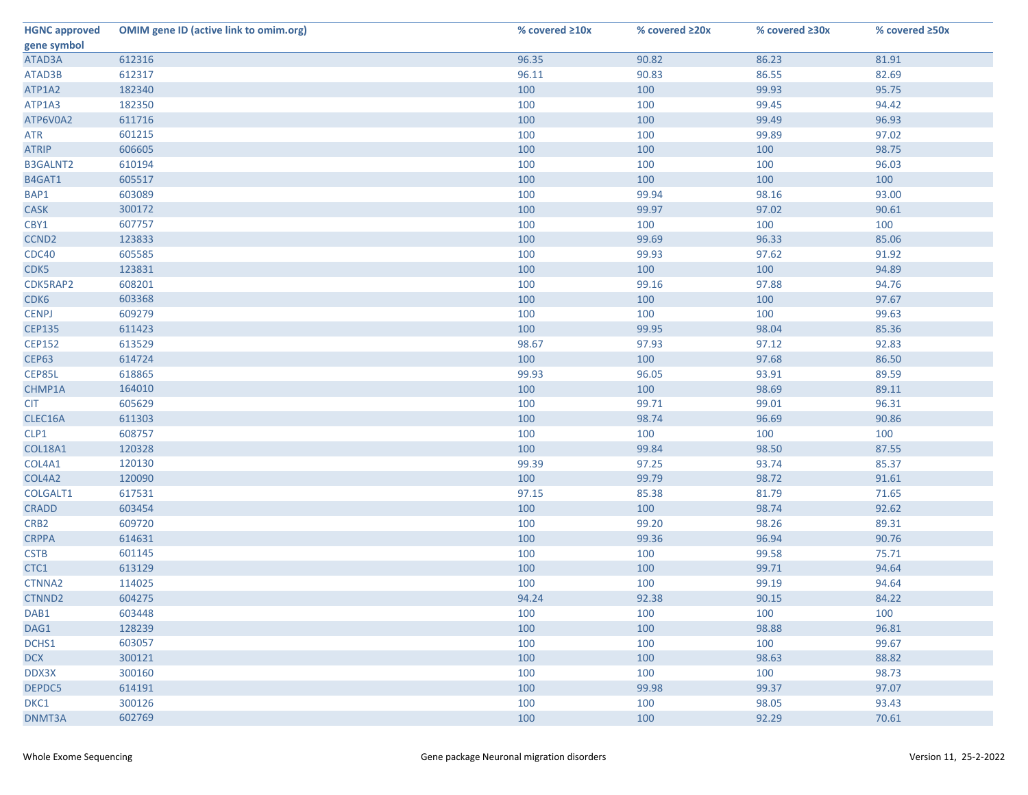| HGNC approved gene symbol | OMIM gene ID (active link to omim.org) | % covered ≥10x | % covered ≥20x | % covered ≥30x | % covered ≥50x |
|---|---|---|---|---|---|
| ATAD3A | 612316 | 96.35 | 90.82 | 86.23 | 81.91 |
| ATAD3B | 612317 | 96.11 | 90.83 | 86.55 | 82.69 |
| ATP1A2 | 182340 | 100 | 100 | 99.93 | 95.75 |
| ATP1A3 | 182350 | 100 | 100 | 99.45 | 94.42 |
| ATP6V0A2 | 611716 | 100 | 100 | 99.49 | 96.93 |
| ATR | 601215 | 100 | 100 | 99.89 | 97.02 |
| ATRIP | 606605 | 100 | 100 | 100 | 98.75 |
| B3GALNT2 | 610194 | 100 | 100 | 100 | 96.03 |
| B4GAT1 | 605517 | 100 | 100 | 100 | 100 |
| BAP1 | 603089 | 100 | 99.94 | 98.16 | 93.00 |
| CASK | 300172 | 100 | 99.97 | 97.02 | 90.61 |
| CBY1 | 607757 | 100 | 100 | 100 | 100 |
| CCND2 | 123833 | 100 | 99.69 | 96.33 | 85.06 |
| CDC40 | 605585 | 100 | 99.93 | 97.62 | 91.92 |
| CDK5 | 123831 | 100 | 100 | 100 | 94.89 |
| CDK5RAP2 | 608201 | 100 | 99.16 | 97.88 | 94.76 |
| CDK6 | 603368 | 100 | 100 | 100 | 97.67 |
| CENPJ | 609279 | 100 | 100 | 100 | 99.63 |
| CEP135 | 611423 | 100 | 99.95 | 98.04 | 85.36 |
| CEP152 | 613529 | 98.67 | 97.93 | 97.12 | 92.83 |
| CEP63 | 614724 | 100 | 100 | 97.68 | 86.50 |
| CEP85L | 618865 | 99.93 | 96.05 | 93.91 | 89.59 |
| CHMP1A | 164010 | 100 | 100 | 98.69 | 89.11 |
| CIT | 605629 | 100 | 99.71 | 99.01 | 96.31 |
| CLEC16A | 611303 | 100 | 98.74 | 96.69 | 90.86 |
| CLP1 | 608757 | 100 | 100 | 100 | 100 |
| COL18A1 | 120328 | 100 | 99.84 | 98.50 | 87.55 |
| COL4A1 | 120130 | 99.39 | 97.25 | 93.74 | 85.37 |
| COL4A2 | 120090 | 100 | 99.79 | 98.72 | 91.61 |
| COLGALT1 | 617531 | 97.15 | 85.38 | 81.79 | 71.65 |
| CRADD | 603454 | 100 | 100 | 98.74 | 92.62 |
| CRB2 | 609720 | 100 | 99.20 | 98.26 | 89.31 |
| CRPPA | 614631 | 100 | 99.36 | 96.94 | 90.76 |
| CSTB | 601145 | 100 | 100 | 99.58 | 75.71 |
| CTC1 | 613129 | 100 | 100 | 99.71 | 94.64 |
| CTNNA2 | 114025 | 100 | 100 | 99.19 | 94.64 |
| CTNND2 | 604275 | 94.24 | 92.38 | 90.15 | 84.22 |
| DAB1 | 603448 | 100 | 100 | 100 | 100 |
| DAG1 | 128239 | 100 | 100 | 98.88 | 96.81 |
| DCHS1 | 603057 | 100 | 100 | 100 | 99.67 |
| DCX | 300121 | 100 | 100 | 98.63 | 88.82 |
| DDX3X | 300160 | 100 | 100 | 100 | 98.73 |
| DEPDC5 | 614191 | 100 | 99.98 | 99.37 | 97.07 |
| DKC1 | 300126 | 100 | 100 | 98.05 | 93.43 |
| DNMT3A | 602769 | 100 | 100 | 92.29 | 70.61 |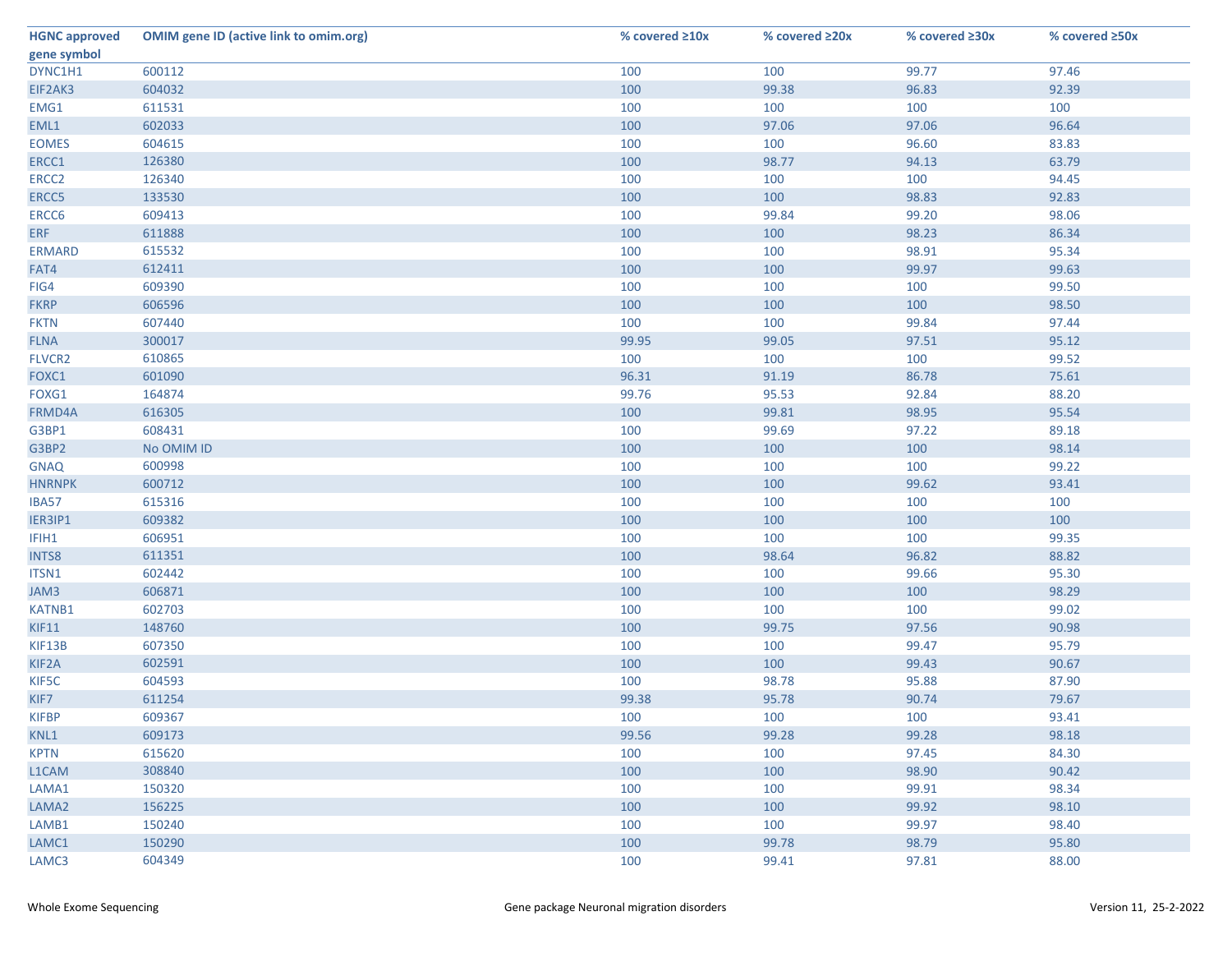| HGNC approved gene symbol | OMIM gene ID (active link to omim.org) | % covered ≥10x | % covered ≥20x | % covered ≥30x | % covered ≥50x |
|---|---|---|---|---|---|
| DYNC1H1 | 600112 | 100 | 100 | 99.77 | 97.46 |
| EIF2AK3 | 604032 | 100 | 99.38 | 96.83 | 92.39 |
| EMG1 | 611531 | 100 | 100 | 100 | 100 |
| EML1 | 602033 | 100 | 97.06 | 97.06 | 96.64 |
| EOMES | 604615 | 100 | 100 | 96.60 | 83.83 |
| ERCC1 | 126380 | 100 | 98.77 | 94.13 | 63.79 |
| ERCC2 | 126340 | 100 | 100 | 100 | 94.45 |
| ERCC5 | 133530 | 100 | 100 | 98.83 | 92.83 |
| ERCC6 | 609413 | 100 | 99.84 | 99.20 | 98.06 |
| ERF | 611888 | 100 | 100 | 98.23 | 86.34 |
| ERMARD | 615532 | 100 | 100 | 98.91 | 95.34 |
| FAT4 | 612411 | 100 | 100 | 99.97 | 99.63 |
| FIG4 | 609390 | 100 | 100 | 100 | 99.50 |
| FKRP | 606596 | 100 | 100 | 100 | 98.50 |
| FKTN | 607440 | 100 | 100 | 99.84 | 97.44 |
| FLNA | 300017 | 99.95 | 99.05 | 97.51 | 95.12 |
| FLVCR2 | 610865 | 100 | 100 | 100 | 99.52 |
| FOXC1 | 601090 | 96.31 | 91.19 | 86.78 | 75.61 |
| FOXG1 | 164874 | 99.76 | 95.53 | 92.84 | 88.20 |
| FRMD4A | 616305 | 100 | 99.81 | 98.95 | 95.54 |
| G3BP1 | 608431 | 100 | 99.69 | 97.22 | 89.18 |
| G3BP2 | No OMIM ID | 100 | 100 | 100 | 98.14 |
| GNAQ | 600998 | 100 | 100 | 100 | 99.22 |
| HNRNPK | 600712 | 100 | 100 | 99.62 | 93.41 |
| IBA57 | 615316 | 100 | 100 | 100 | 100 |
| IER3IP1 | 609382 | 100 | 100 | 100 | 100 |
| IFIH1 | 606951 | 100 | 100 | 100 | 99.35 |
| INTS8 | 611351 | 100 | 98.64 | 96.82 | 88.82 |
| ITSN1 | 602442 | 100 | 100 | 99.66 | 95.30 |
| JAM3 | 606871 | 100 | 100 | 100 | 98.29 |
| KATNB1 | 602703 | 100 | 100 | 100 | 99.02 |
| KIF11 | 148760 | 100 | 99.75 | 97.56 | 90.98 |
| KIF13B | 607350 | 100 | 100 | 99.47 | 95.79 |
| KIF2A | 602591 | 100 | 100 | 99.43 | 90.67 |
| KIF5C | 604593 | 100 | 98.78 | 95.88 | 87.90 |
| KIF7 | 611254 | 99.38 | 95.78 | 90.74 | 79.67 |
| KIFBP | 609367 | 100 | 100 | 100 | 93.41 |
| KNL1 | 609173 | 99.56 | 99.28 | 99.28 | 98.18 |
| KPTN | 615620 | 100 | 100 | 97.45 | 84.30 |
| L1CAM | 308840 | 100 | 100 | 98.90 | 90.42 |
| LAMA1 | 150320 | 100 | 100 | 99.91 | 98.34 |
| LAMA2 | 156225 | 100 | 100 | 99.92 | 98.10 |
| LAMB1 | 150240 | 100 | 100 | 99.97 | 98.40 |
| LAMC1 | 150290 | 100 | 99.78 | 98.79 | 95.80 |
| LAMC3 | 604349 | 100 | 99.41 | 97.81 | 88.00 |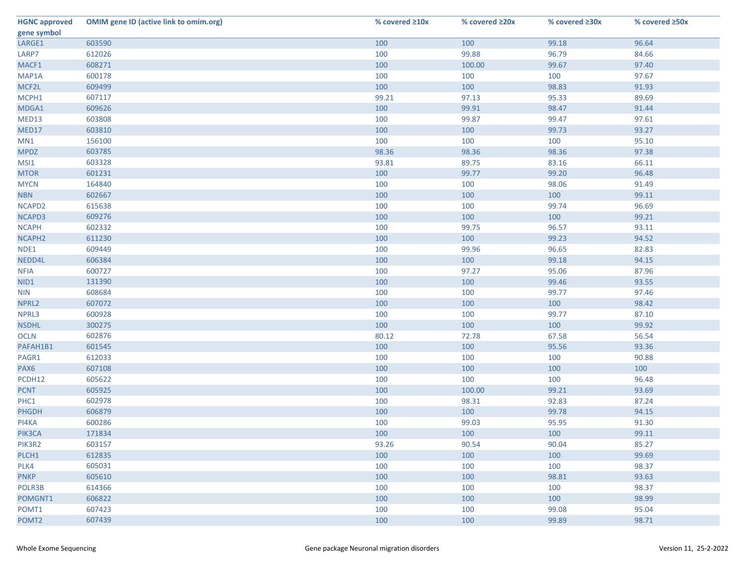| HGNC approved gene symbol | OMIM gene ID (active link to omim.org) | % covered ≥10x | % covered ≥20x | % covered ≥30x | % covered ≥50x |
|---|---|---|---|---|---|
| LARGE1 | 603590 | 100 | 100 | 99.18 | 96.64 |
| LARP7 | 612026 | 100 | 99.88 | 96.79 | 84.66 |
| MACF1 | 608271 | 100 | 100.00 | 99.67 | 97.40 |
| MAP1A | 600178 | 100 | 100 | 100 | 97.67 |
| MCF2L | 609499 | 100 | 100 | 98.83 | 91.93 |
| MCPH1 | 607117 | 99.21 | 97.13 | 95.33 | 89.69 |
| MDGA1 | 609626 | 100 | 99.91 | 98.47 | 91.44 |
| MED13 | 603808 | 100 | 99.87 | 99.47 | 97.61 |
| MED17 | 603810 | 100 | 100 | 99.73 | 93.27 |
| MN1 | 156100 | 100 | 100 | 100 | 95.10 |
| MPDZ | 603785 | 98.36 | 98.36 | 98.36 | 97.38 |
| MSI1 | 603328 | 93.81 | 89.75 | 83.16 | 66.11 |
| MTOR | 601231 | 100 | 99.77 | 99.20 | 96.48 |
| MYCN | 164840 | 100 | 100 | 98.06 | 91.49 |
| NBN | 602667 | 100 | 100 | 100 | 99.11 |
| NCAPD2 | 615638 | 100 | 100 | 99.74 | 96.69 |
| NCAPD3 | 609276 | 100 | 100 | 100 | 99.21 |
| NCAPH | 602332 | 100 | 99.75 | 96.57 | 93.11 |
| NCAPH2 | 611230 | 100 | 100 | 99.23 | 94.52 |
| NDE1 | 609449 | 100 | 99.96 | 96.65 | 82.83 |
| NEDD4L | 606384 | 100 | 100 | 99.18 | 94.15 |
| NFIA | 600727 | 100 | 97.27 | 95.06 | 87.96 |
| NID1 | 131390 | 100 | 100 | 99.46 | 93.55 |
| NIN | 608684 | 100 | 100 | 99.77 | 97.46 |
| NPRL2 | 607072 | 100 | 100 | 100 | 98.42 |
| NPRL3 | 600928 | 100 | 100 | 99.77 | 87.10 |
| NSDHL | 300275 | 100 | 100 | 100 | 99.92 |
| OCLN | 602876 | 80.12 | 72.78 | 67.58 | 56.54 |
| PAFAH1B1 | 601545 | 100 | 100 | 95.56 | 93.36 |
| PAGR1 | 612033 | 100 | 100 | 100 | 90.88 |
| PAX6 | 607108 | 100 | 100 | 100 | 100 |
| PCDH12 | 605622 | 100 | 100 | 100 | 96.48 |
| PCNT | 605925 | 100 | 100.00 | 99.21 | 93.69 |
| PHC1 | 602978 | 100 | 98.31 | 92.83 | 87.24 |
| PHGDH | 606879 | 100 | 100 | 99.78 | 94.15 |
| PI4KA | 600286 | 100 | 99.03 | 95.95 | 91.30 |
| PIK3CA | 171834 | 100 | 100 | 100 | 99.11 |
| PIK3R2 | 603157 | 93.26 | 90.54 | 90.04 | 85.27 |
| PLCH1 | 612835 | 100 | 100 | 100 | 99.69 |
| PLK4 | 605031 | 100 | 100 | 100 | 98.37 |
| PNKP | 605610 | 100 | 100 | 98.81 | 93.63 |
| POLR3B | 614366 | 100 | 100 | 100 | 98.37 |
| POMGNT1 | 606822 | 100 | 100 | 100 | 98.99 |
| POMT1 | 607423 | 100 | 100 | 99.08 | 95.04 |
| POMT2 | 607439 | 100 | 100 | 99.89 | 98.71 |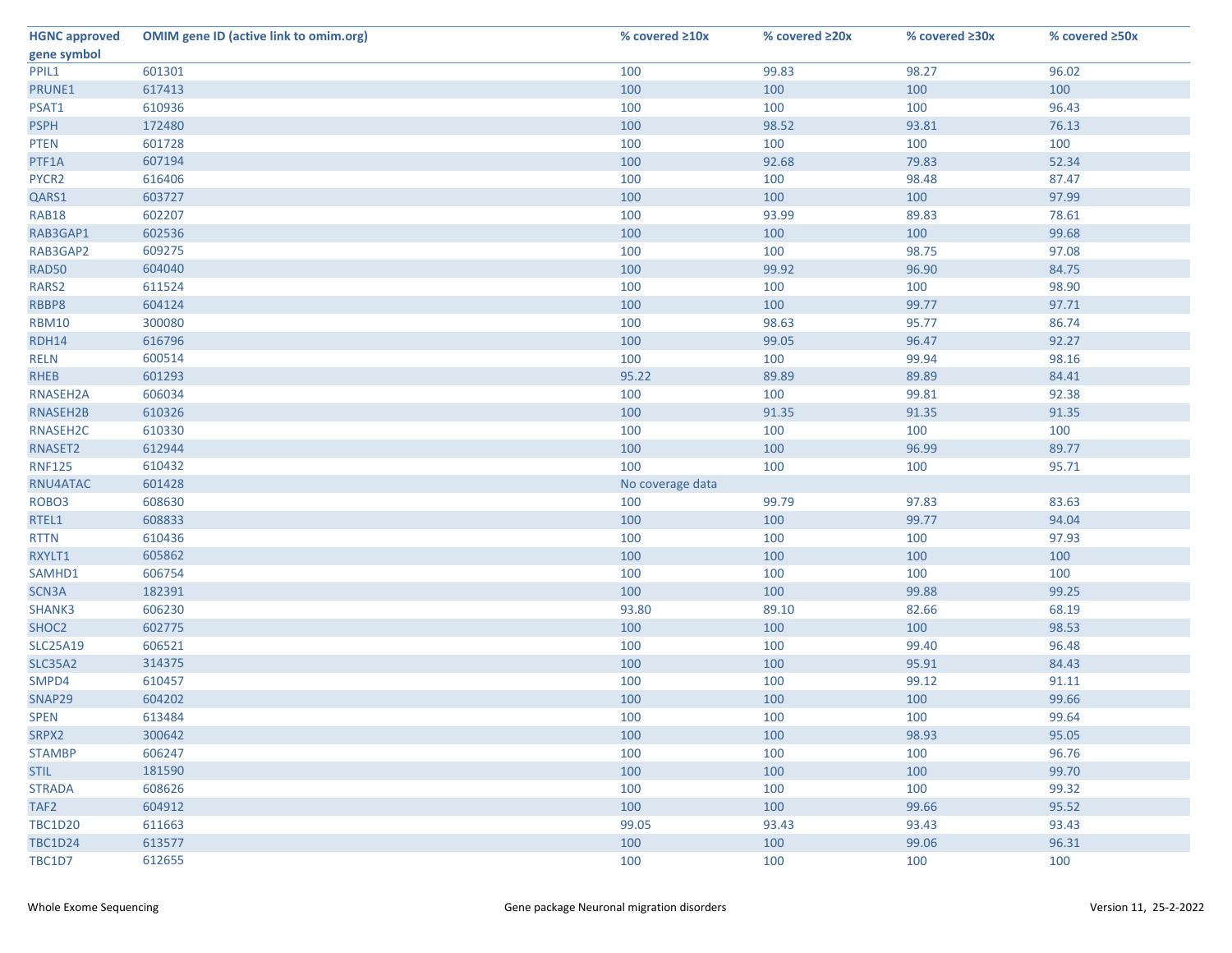| HGNC approved gene symbol | OMIM gene ID (active link to omim.org) | % covered ≥10x | % covered ≥20x | % covered ≥30x | % covered ≥50x |
|---|---|---|---|---|---|
| PPIL1 | 601301 | 100 | 99.83 | 98.27 | 96.02 |
| PRUNE1 | 617413 | 100 | 100 | 100 | 100 |
| PSAT1 | 610936 | 100 | 100 | 100 | 96.43 |
| PSPH | 172480 | 100 | 98.52 | 93.81 | 76.13 |
| PTEN | 601728 | 100 | 100 | 100 | 100 |
| PTF1A | 607194 | 100 | 92.68 | 79.83 | 52.34 |
| PYCR2 | 616406 | 100 | 100 | 98.48 | 87.47 |
| QARS1 | 603727 | 100 | 100 | 100 | 97.99 |
| RAB18 | 602207 | 100 | 93.99 | 89.83 | 78.61 |
| RAB3GAP1 | 602536 | 100 | 100 | 100 | 99.68 |
| RAB3GAP2 | 609275 | 100 | 100 | 98.75 | 97.08 |
| RAD50 | 604040 | 100 | 99.92 | 96.90 | 84.75 |
| RARS2 | 611524 | 100 | 100 | 100 | 98.90 |
| RBBP8 | 604124 | 100 | 100 | 99.77 | 97.71 |
| RBM10 | 300080 | 100 | 98.63 | 95.77 | 86.74 |
| RDH14 | 616796 | 100 | 99.05 | 96.47 | 92.27 |
| RELN | 600514 | 100 | 100 | 99.94 | 98.16 |
| RHEB | 601293 | 95.22 | 89.89 | 89.89 | 84.41 |
| RNASEH2A | 606034 | 100 | 100 | 99.81 | 92.38 |
| RNASEH2B | 610326 | 100 | 91.35 | 91.35 | 91.35 |
| RNASEH2C | 610330 | 100 | 100 | 100 | 100 |
| RNASET2 | 612944 | 100 | 100 | 96.99 | 89.77 |
| RNF125 | 610432 | 100 | 100 | 100 | 95.71 |
| RNU4ATAC | 601428 | No coverage data | | | |
| ROBO3 | 608630 | 100 | 99.79 | 97.83 | 83.63 |
| RTEL1 | 608833 | 100 | 100 | 99.77 | 94.04 |
| RTTN | 610436 | 100 | 100 | 100 | 97.93 |
| RXYLT1 | 605862 | 100 | 100 | 100 | 100 |
| SAMHD1 | 606754 | 100 | 100 | 100 | 100 |
| SCN3A | 182391 | 100 | 100 | 99.88 | 99.25 |
| SHANK3 | 606230 | 93.80 | 89.10 | 82.66 | 68.19 |
| SHOC2 | 602775 | 100 | 100 | 100 | 98.53 |
| SLC25A19 | 606521 | 100 | 100 | 99.40 | 96.48 |
| SLC35A2 | 314375 | 100 | 100 | 95.91 | 84.43 |
| SMPD4 | 610457 | 100 | 100 | 99.12 | 91.11 |
| SNAP29 | 604202 | 100 | 100 | 100 | 99.66 |
| SPEN | 613484 | 100 | 100 | 100 | 99.64 |
| SRPX2 | 300642 | 100 | 100 | 98.93 | 95.05 |
| STAMBP | 606247 | 100 | 100 | 100 | 96.76 |
| STIL | 181590 | 100 | 100 | 100 | 99.70 |
| STRADA | 608626 | 100 | 100 | 100 | 99.32 |
| TAF2 | 604912 | 100 | 100 | 99.66 | 95.52 |
| TBC1D20 | 611663 | 99.05 | 93.43 | 93.43 | 93.43 |
| TBC1D24 | 613577 | 100 | 100 | 99.06 | 96.31 |
| TBC1D7 | 612655 | 100 | 100 | 100 | 100 |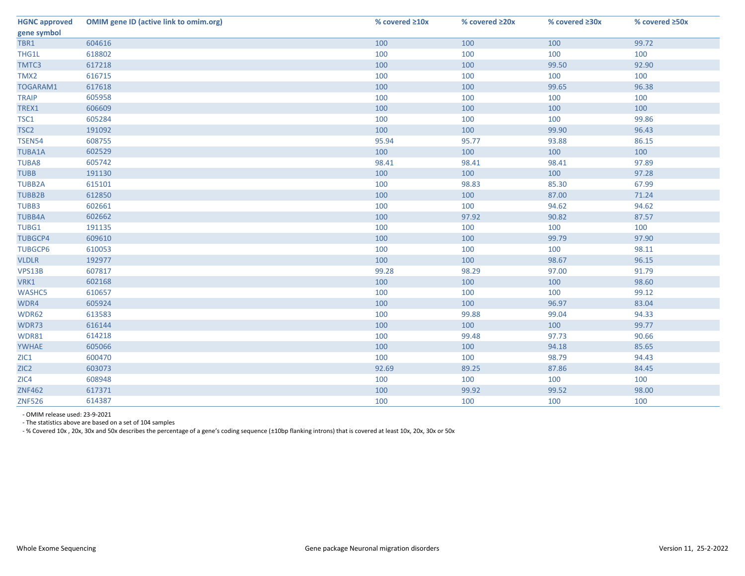| HGNC approved gene symbol | OMIM gene ID (active link to omim.org) | % covered ≥10x | % covered ≥20x | % covered ≥30x | % covered ≥50x |
|---|---|---|---|---|---|
| TBR1 | 604616 | 100 | 100 | 100 | 99.72 |
| THG1L | 618802 | 100 | 100 | 100 | 100 |
| TMTC3 | 617218 | 100 | 100 | 99.50 | 92.90 |
| TMX2 | 616715 | 100 | 100 | 100 | 100 |
| TOGARAM1 | 617618 | 100 | 100 | 99.65 | 96.38 |
| TRAIP | 605958 | 100 | 100 | 100 | 100 |
| TREX1 | 606609 | 100 | 100 | 100 | 100 |
| TSC1 | 605284 | 100 | 100 | 100 | 99.86 |
| TSC2 | 191092 | 100 | 100 | 99.90 | 96.43 |
| TSEN54 | 608755 | 95.94 | 95.77 | 93.88 | 86.15 |
| TUBA1A | 602529 | 100 | 100 | 100 | 100 |
| TUBA8 | 605742 | 98.41 | 98.41 | 98.41 | 97.89 |
| TUBB | 191130 | 100 | 100 | 100 | 97.28 |
| TUBB2A | 615101 | 100 | 98.83 | 85.30 | 67.99 |
| TUBB2B | 612850 | 100 | 100 | 87.00 | 71.24 |
| TUBB3 | 602661 | 100 | 100 | 94.62 | 94.62 |
| TUBB4A | 602662 | 100 | 97.92 | 90.82 | 87.57 |
| TUBG1 | 191135 | 100 | 100 | 100 | 100 |
| TUBGCP4 | 609610 | 100 | 100 | 99.79 | 97.90 |
| TUBGCP6 | 610053 | 100 | 100 | 100 | 98.11 |
| VLDLR | 192977 | 100 | 100 | 98.67 | 96.15 |
| VPS13B | 607817 | 99.28 | 98.29 | 97.00 | 91.79 |
| VRK1 | 602168 | 100 | 100 | 100 | 98.60 |
| WASHC5 | 610657 | 100 | 100 | 100 | 99.12 |
| WDR4 | 605924 | 100 | 100 | 96.97 | 83.04 |
| WDR62 | 613583 | 100 | 99.88 | 99.04 | 94.33 |
| WDR73 | 616144 | 100 | 100 | 100 | 99.77 |
| WDR81 | 614218 | 100 | 99.48 | 97.73 | 90.66 |
| YWHAE | 605066 | 100 | 100 | 94.18 | 85.65 |
| ZIC1 | 600470 | 100 | 100 | 98.79 | 94.43 |
| ZIC2 | 603073 | 92.69 | 89.25 | 87.86 | 84.45 |
| ZIC4 | 608948 | 100 | 100 | 100 | 100 |
| ZNF462 | 617371 | 100 | 99.92 | 99.52 | 98.00 |
| ZNF526 | 614387 | 100 | 100 | 100 | 100 |

- OMIM release used: 23-9-2021
- The statistics above are based on a set of 104 samples
- % Covered 10x , 20x, 30x and 50x describes the percentage of a gene's coding sequence (±10bp flanking introns) that is covered at least 10x, 20x, 30x or 50x